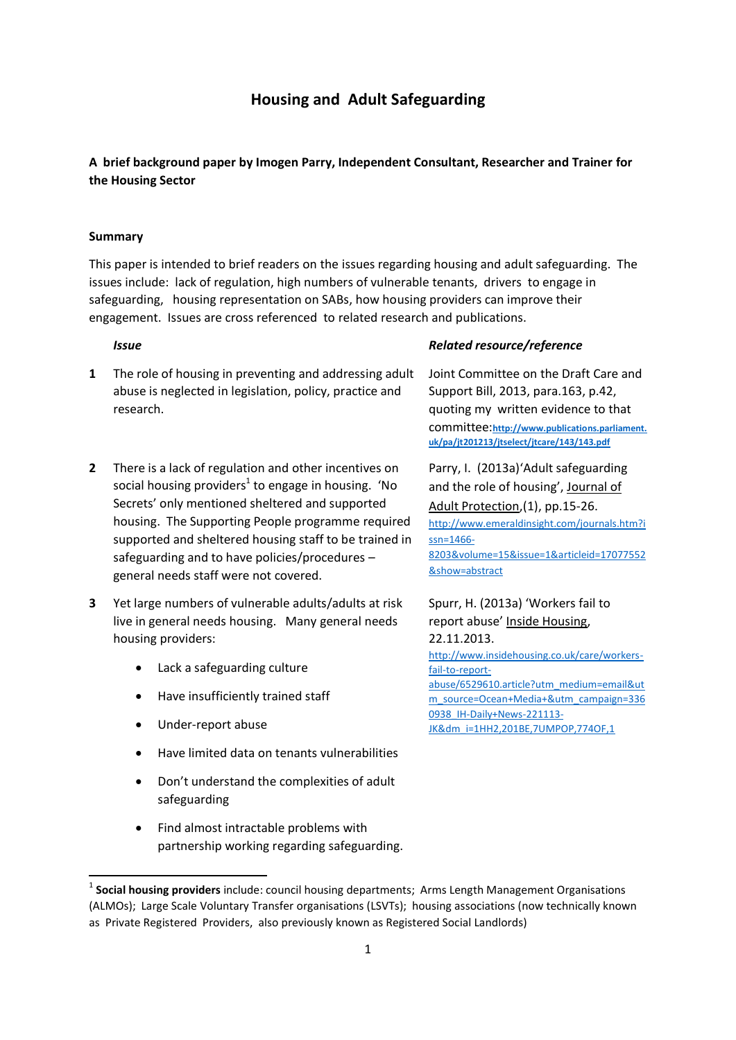# Housing and Adult Safeguarding

**A brief background paper by Imogen Parry, Independent Consultant, Researcher and Trainer for the Housing Sector**

**Summary**

This paper is intended to brief readers on the issues regarding housing and adult safeguarding. The issues include: lack of regulation, high numbers of vulnerable tenants, drivers to engage in safeguarding, housing representation on SABs, how housing providers can improve their engagement. Issues are cross referenced to related research and publications.

| | *Issue* | *Related resource/reference* |
|---|---|---|
| **1** | The role of housing in preventing and addressing adult abuse is neglected in legislation, policy, practice and research. | Joint Committee on the Draft Care and Support Bill, 2013, para.163, p.42, quoting my written evidence to that committee:**http://www.publications.parliament.uk/pa/jt201213/jtselect/jtcare/143/143.pdf** |
| **2** | There is a lack of regulation and other incentives on social housing providers[1] to engage in housing. 'No Secrets' only mentioned sheltered and supported housing. The Supporting People programme required supported and sheltered housing staff to be trained in safeguarding and to have policies/procedures – general needs staff were not covered. | Parry, I. (2013a)'Adult safeguarding and the role of housing', Journal of Adult Protection,(1), pp.15-26. http://www.emeraldinsight.com/journals.htm?issn=1466-8203&volume=15&issue=1&articleid=17077552&show=abstract |
| **3** | Yet large numbers of vulnerable adults/adults at risk live in general needs housing. Many general needs housing providers:<br>• Lack a safeguarding culture<br>• Have insufficiently trained staff<br>• Under-report abuse<br>• Have limited data on tenants vulnerabilities<br>• Don't understand the complexities of adult safeguarding<br>• Find almost intractable problems with partnership working regarding safeguarding. | Spurr, H. (2013a) 'Workers fail to report abuse' Inside Housing, 22.11.2013. http://www.insidehousing.co.uk/care/workers-fail-to-report-abuse/6529610.article?utm_medium=email&utm_source=Ocean+Media+&utm_campaign=3360938_IH-Daily+News-221113-JK&dm_i=1HH2,201BE,7UMPOP,774OF,1 |

[1] **Social housing providers** include: council housing departments; Arms Length Management Organisations (ALMOs); Large Scale Voluntary Transfer organisations (LSVTs); housing associations (now technically known as Private Registered Providers, also previously known as Registered Social Landlords)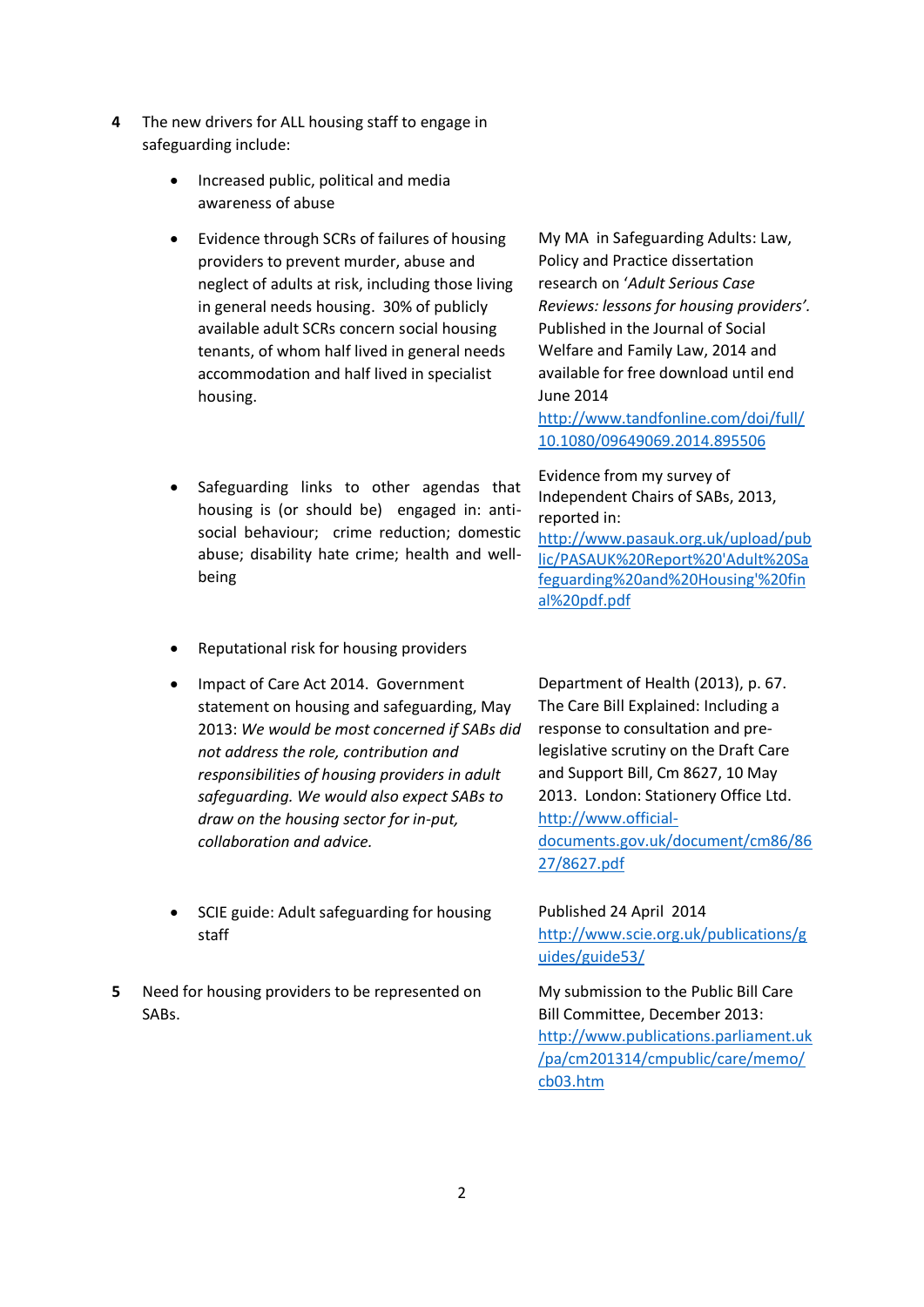4 The new drivers for ALL housing staff to engage in safeguarding include:

- Increased public, political and media awareness of abuse

- Evidence through SCRs of failures of housing providers to prevent murder, abuse and neglect of adults at risk, including those living in general needs housing. 30% of publicly available adult SCRs concern social housing tenants, of whom half lived in general needs accommodation and half lived in specialist housing.

  My MA in Safeguarding Adults: Law, Policy and Practice dissertation research on '*Adult Serious Case Reviews: lessons for housing providers'*. Published in the Journal of Social Welfare and Family Law, 2014 and available for free download until end June 2014 http://www.tandfonline.com/doi/full/10.1080/09649069.2014.895506

- Safeguarding links to other agendas that housing is (or should be) engaged in: anti-social behaviour; crime reduction; domestic abuse; disability hate crime; health and well-being

  Evidence from my survey of Independent Chairs of SABs, 2013, reported in: http://www.pasauk.org.uk/upload/public/PASAUK%20Report%20'Adult%20Safeguarding%20and%20Housing'%20final%20pdf.pdf

- Reputational risk for housing providers

- Impact of Care Act 2014. Government statement on housing and safeguarding, May 2013: *We would be most concerned if SABs did not address the role, contribution and responsibilities of housing providers in adult safeguarding. We would also expect SABs to draw on the housing sector for in-put, collaboration and advice.*

  Department of Health (2013), p. 67. The Care Bill Explained: Including a response to consultation and pre-legislative scrutiny on the Draft Care and Support Bill, Cm 8627, 10 May 2013. London: Stationery Office Ltd. http://www.official-documents.gov.uk/document/cm86/8627/8627.pdf

- SCIE guide: Adult safeguarding for housing staff

  Published 24 April 2014 http://www.scie.org.uk/publications/guides/guide53/

5 Need for housing providers to be represented on SABs.

My submission to the Public Bill Care Bill Committee, December 2013: http://www.publications.parliament.uk/pa/cm201314/cmpublic/care/memo/cb03.htm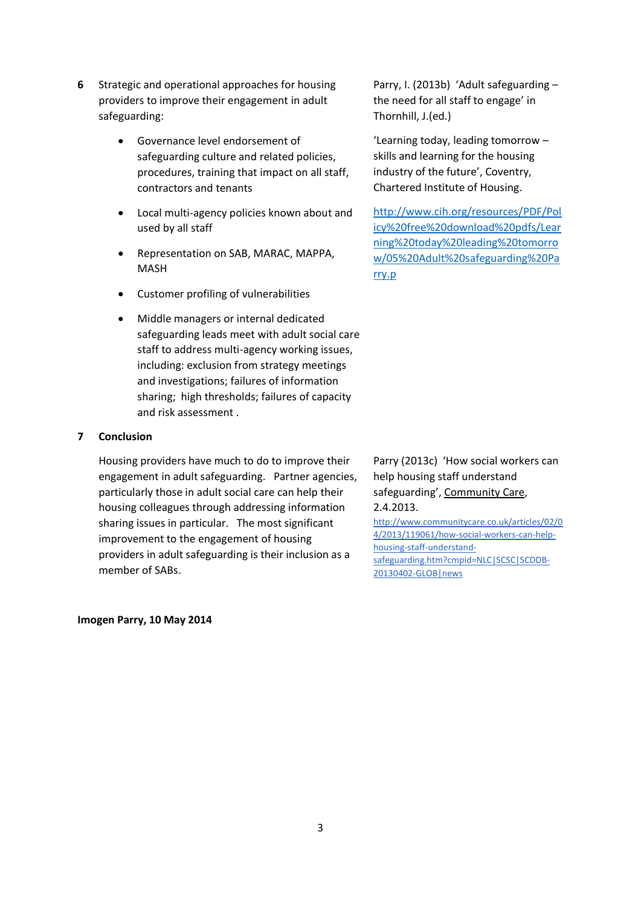## 6 Strategic and operational approaches for housing providers to improve their engagement in adult safeguarding:

- Governance level endorsement of safeguarding culture and related policies, procedures, training that impact on all staff, contractors and tenants
- Local multi-agency policies known about and used by all staff
- Representation on SAB, MARAC, MAPPA, MASH
- Customer profiling of vulnerabilities
- Middle managers or internal dedicated safeguarding leads meet with adult social care staff to address multi-agency working issues, including: exclusion from strategy meetings and investigations; failures of information sharing; high thresholds; failures of capacity and risk assessment .

Parry, I. (2013b) 'Adult safeguarding – the need for all staff to engage' in Thornhill, J.(ed.)

'Learning today, leading tomorrow – skills and learning for the housing industry of the future', Coventry, Chartered Institute of Housing.

http://www.cih.org/resources/PDF/Policy%20free%20download%20pdfs/Learning%20today%20leading%20tomorrow/05%20Adult%20safeguarding%20Parry.p

## 7 Conclusion

Housing providers have much to do to improve their engagement in adult safeguarding. Partner agencies, particularly those in adult social care can help their housing colleagues through addressing information sharing issues in particular. The most significant improvement to the engagement of housing providers in adult safeguarding is their inclusion as a member of SABs.

Parry (2013c) 'How social workers can help housing staff understand safeguarding', Community Care, 2.4.2013.
http://www.communitycare.co.uk/articles/02/04/2013/119061/how-social-workers-can-help-housing-staff-understand-safeguarding.htm?cmpid=NLC|SCSC|SCDDB-20130402-GLOB|news

**Imogen Parry, 10 May 2014**